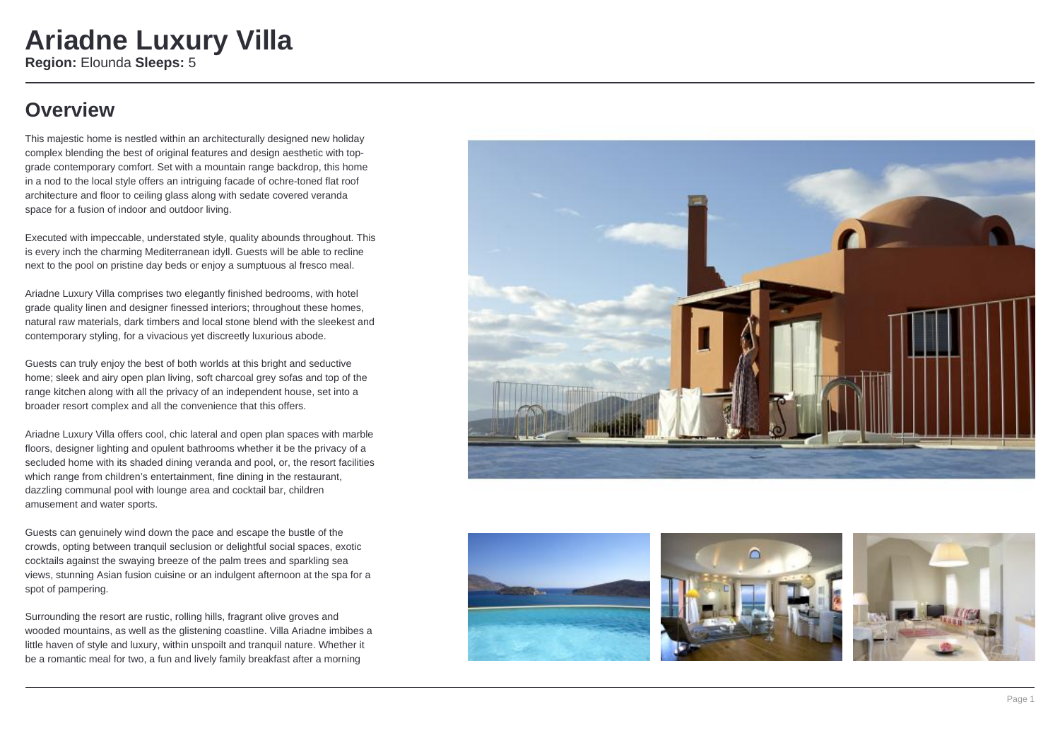# Ariadne Luxury Villa

**Region:** Elounda **Sleeps:** 5

## Overview

This majestic home is nestled within an architecturally designed new holiday complex blending the best of original features and design aesthetic with top-grade contemporary comfort. Set with a mountain range backdrop, this home in a nod to the local style offers an intriguing facade of ochre-toned flat roof architecture and floor to ceiling glass along with sedate covered veranda space for a fusion of indoor and outdoor living.

Executed with impeccable, understated style, quality abounds throughout. This is every inch the charming Mediterranean idyll. Guests will be able to recline next to the pool on pristine day beds or enjoy a sumptuous al fresco meal.

Ariadne Luxury Villa comprises two elegantly finished bedrooms, with hotel grade quality linen and designer finessed interiors; throughout these homes, natural raw materials, dark timbers and local stone blend with the sleekest and contemporary styling, for a vivacious yet discreetly luxurious abode.

Guests can truly enjoy the best of both worlds at this bright and seductive home; sleek and airy open plan living, soft charcoal grey sofas and top of the range kitchen along with all the privacy of an independent house, set into a broader resort complex and all the convenience that this offers.

Ariadne Luxury Villa offers cool, chic lateral and open plan spaces with marble floors, designer lighting and opulent bathrooms whether it be the privacy of a secluded home with its shaded dining veranda and pool, or, the resort facilities which range from children's entertainment, fine dining in the restaurant, dazzling communal pool with lounge area and cocktail bar, children amusement and water sports.

Guests can genuinely wind down the pace and escape the bustle of the crowds, opting between tranquil seclusion or delightful social spaces, exotic cocktails against the swaying breeze of the palm trees and sparkling sea views, stunning Asian fusion cuisine or an indulgent afternoon at the spa for a spot of pampering.

Surrounding the resort are rustic, rolling hills, fragrant olive groves and wooded mountains, as well as the glistening coastline. Villa Ariadne imbibes a little haven of style and luxury, within unspoilt and tranquil nature. Whether it be a romantic meal for two, a fun and lively family breakfast after a morning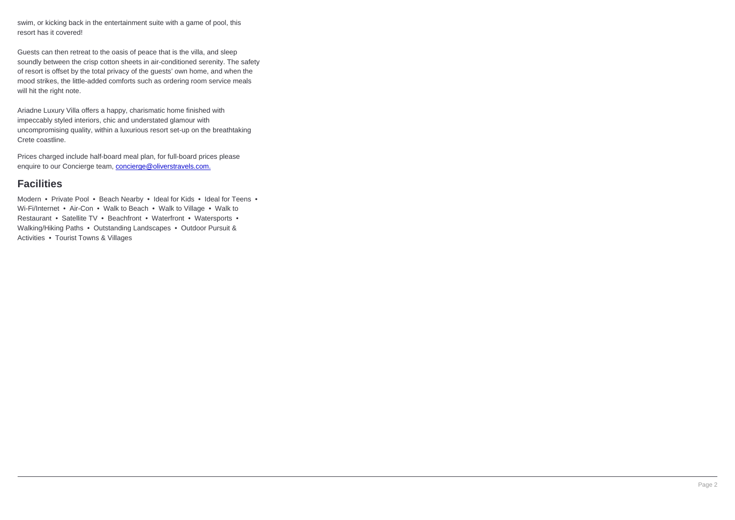swim, or kicking back in the entertainment suite with a game of pool, this resort has it covered!

Guests can then retreat to the oasis of peace that is the villa, and sleep soundly between the crisp cotton sheets in air-conditioned serenity. The safety of resort is offset by the total privacy of the guests' own home, and when the mood strikes, the little-added comforts such as ordering room service meals will hit the right note.

Ariadne Luxury Villa offers a happy, charismatic home finished with impeccably styled interiors, chic and understated glamour with uncompromising quality, within a luxurious resort set-up on the breathtaking Crete coastline.

Prices charged include half-board meal plan, for full-board prices please enquire to our Concierge team, [concierge@oliverstravels.com.](mailto:concierge@oliverstravels.com)

## Facilities

Modern • Private Pool • Beach Nearby • Ideal for Kids • Ideal for Teens • Wi-Fi/Internet • Air-Con • Walk to Beach • Walk to Village • Walk to Restaurant • Satellite TV • Beachfront • Waterfront • Watersports • Walking/Hiking Paths • Outstanding Landscapes • Outdoor Pursuit & Activities • Tourist Towns & Villages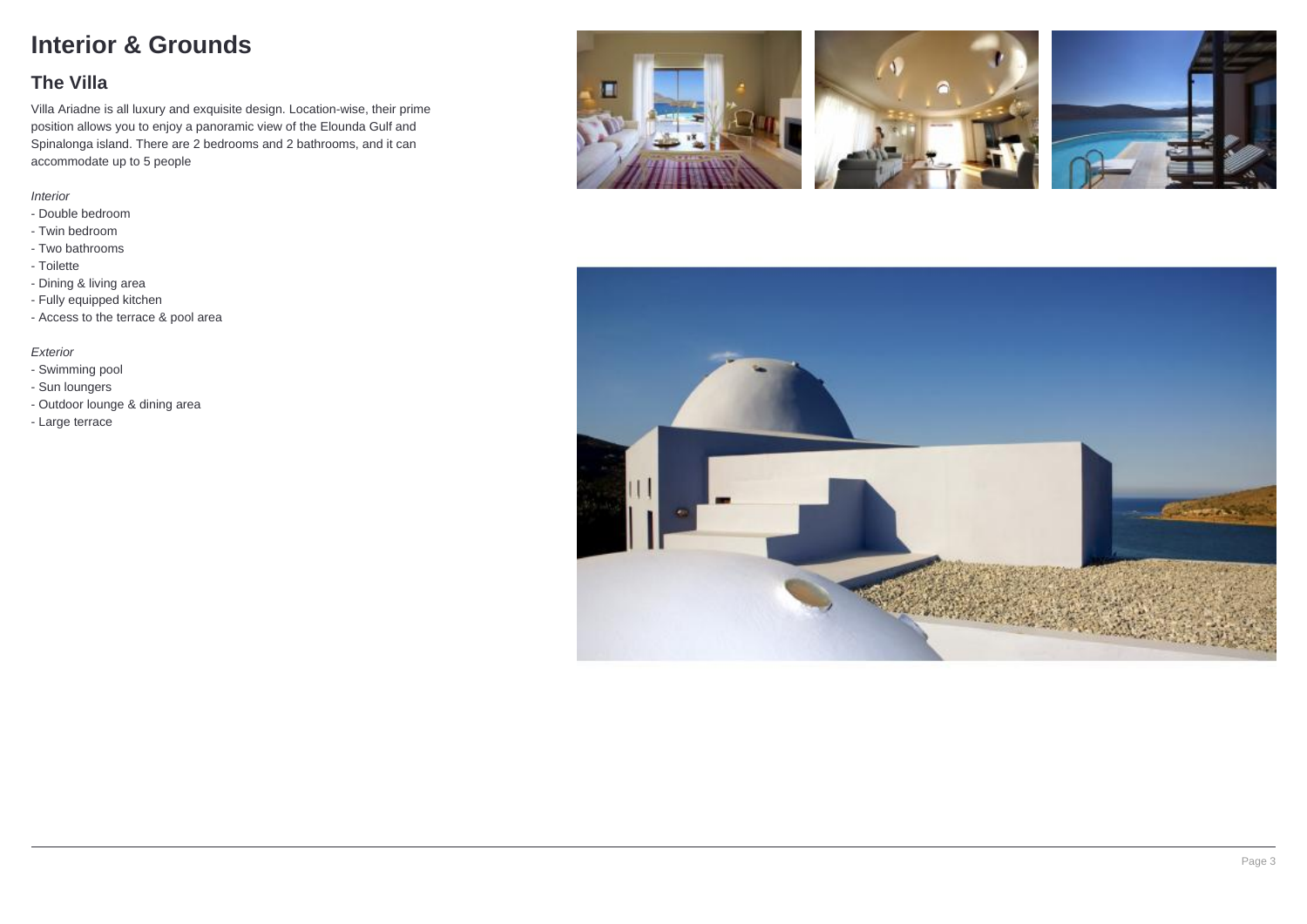# Interior & Grounds

## The Villa

Villa Ariadne is all luxury and exquisite design. Location-wise, their prime position allows you to enjoy a panoramic view of the Elounda Gulf and Spinalonga island. There are 2 bedrooms and 2 bathrooms, and it can accommodate up to 5 people

*Interior*

- Double bedroom
- Twin bedroom
- Two bathrooms
- Toilette
- Dining & living area
- Fully equipped kitchen
- Access to the terrace & pool area

*Exterior*

- Swimming pool
- Sun loungers
- Outdoor lounge & dining area
- Large terrace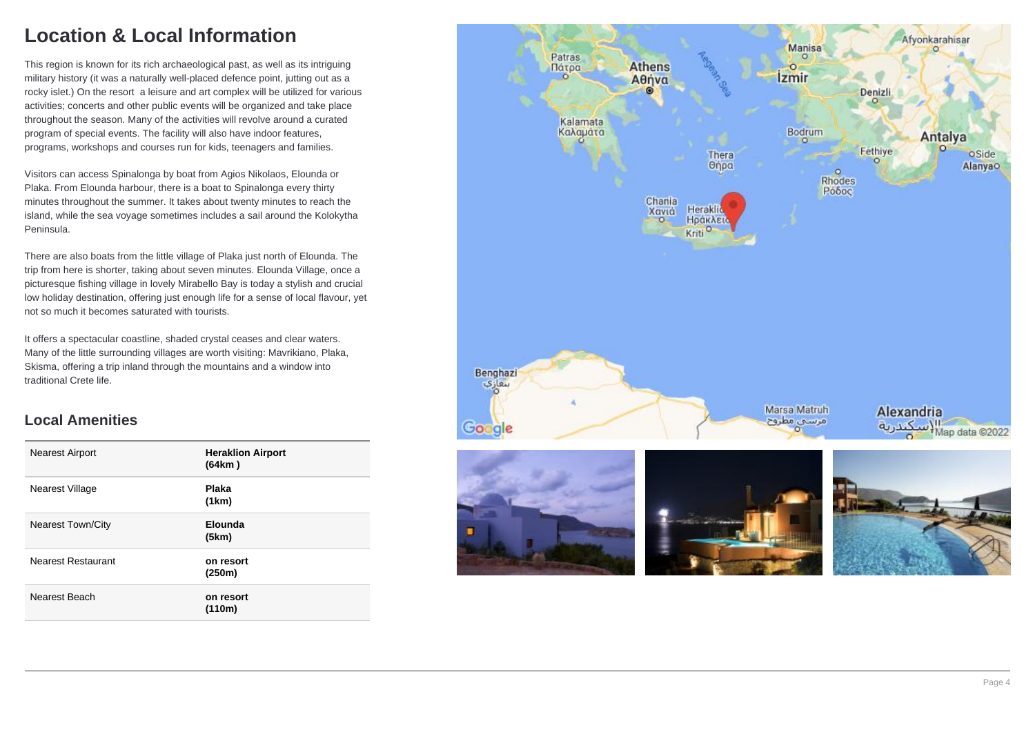# Location & Local Information

This region is known for its rich archaeological past, as well as its intriguing military history (it was a naturally well-placed defence point, jutting out as a rocky islet.) On the resort  a leisure and art complex will be utilized for various activities; concerts and other public events will be organized and take place throughout the season. Many of the activities will revolve around a curated program of special events. The facility will also have indoor features, programs, workshops and courses run for kids, teenagers and families.

Visitors can access Spinalonga by boat from Agios Nikolaos, Elounda or Plaka. From Elounda harbour, there is a boat to Spinalonga every thirty minutes throughout the summer. It takes about twenty minutes to reach the island, while the sea voyage sometimes includes a sail around the Kolokytha Peninsula.

There are also boats from the little village of Plaka just north of Elounda. The trip from here is shorter, taking about seven minutes. Elounda Village, once a picturesque fishing village in lovely Mirabello Bay is today a stylish and crucial low holiday destination, offering just enough life for a sense of local flavour, yet not so much it becomes saturated with tourists.

It offers a spectacular coastline, shaded crystal ceases and clear waters. Many of the little surrounding villages are worth visiting: Mavrikiano, Plaka, Skisma, offering a trip inland through the mountains and a window into traditional Crete life.

## Local Amenities

| | |
|---|---|
| Nearest Airport | **Heraklion Airport (64km )** |
| Nearest Village | **Plaka (1km)** |
| Nearest Town/City | **Elounda (5km)** |
| Nearest Restaurant | **on resort (250m)** |
| Nearest Beach | **on resort (110m)** |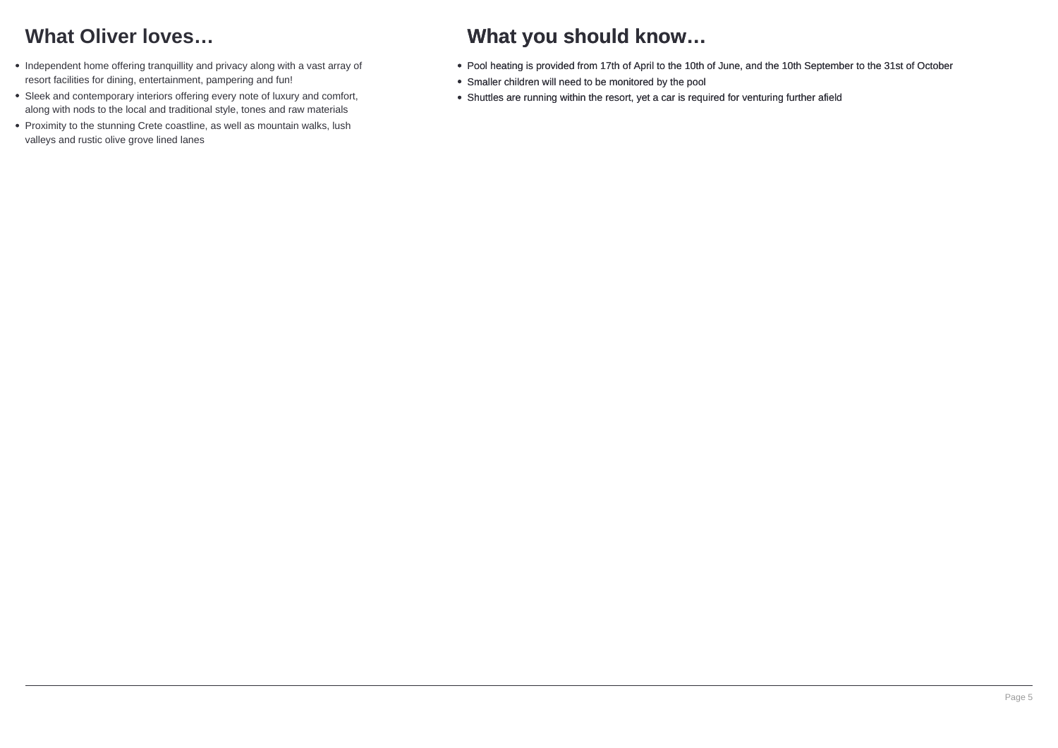## What Oliver loves…

- Independent home offering tranquillity and privacy along with a vast array of resort facilities for dining, entertainment, pampering and fun!
- Sleek and contemporary interiors offering every note of luxury and comfort, along with nods to the local and traditional style, tones and raw materials
- Proximity to the stunning Crete coastline, as well as mountain walks, lush valleys and rustic olive grove lined lanes

## What you should know…

- Pool heating is provided from 17th of April to the 10th of June, and the 10th September to the 31st of October
- Smaller children will need to be monitored by the pool
- Shuttles are running within the resort, yet a car is required for venturing further afield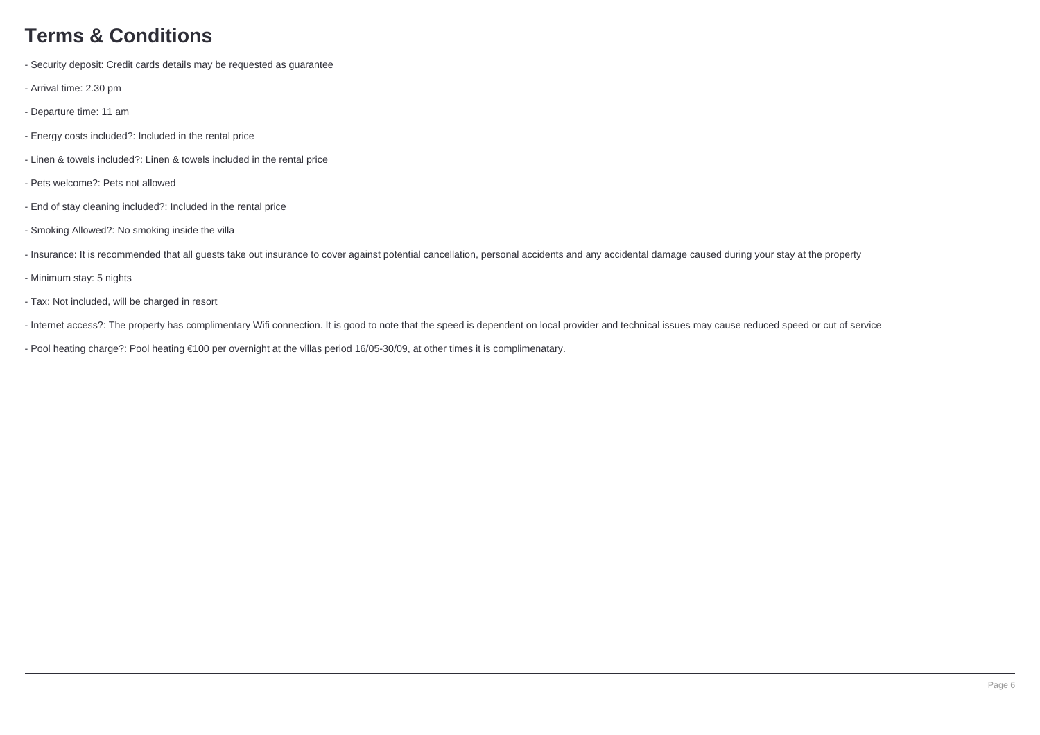# Terms & Conditions

- Security deposit: Credit cards details may be requested as guarantee
- Arrival time: 2.30 pm
- Departure time: 11 am
- Energy costs included?: Included in the rental price
- Linen & towels included?: Linen & towels included in the rental price
- Pets welcome?: Pets not allowed
- End of stay cleaning included?: Included in the rental price
- Smoking Allowed?: No smoking inside the villa
- Insurance: It is recommended that all guests take out insurance to cover against potential cancellation, personal accidents and any accidental damage caused during your stay at the property
- Minimum stay: 5 nights
- Tax: Not included, will be charged in resort
- Internet access?: The property has complimentary Wifi connection. It is good to note that the speed is dependent on local provider and technical issues may cause reduced speed or cut of service
- Pool heating charge?: Pool heating €100 per overnight at the villas period 16/05-30/09, at other times it is complimenatary.